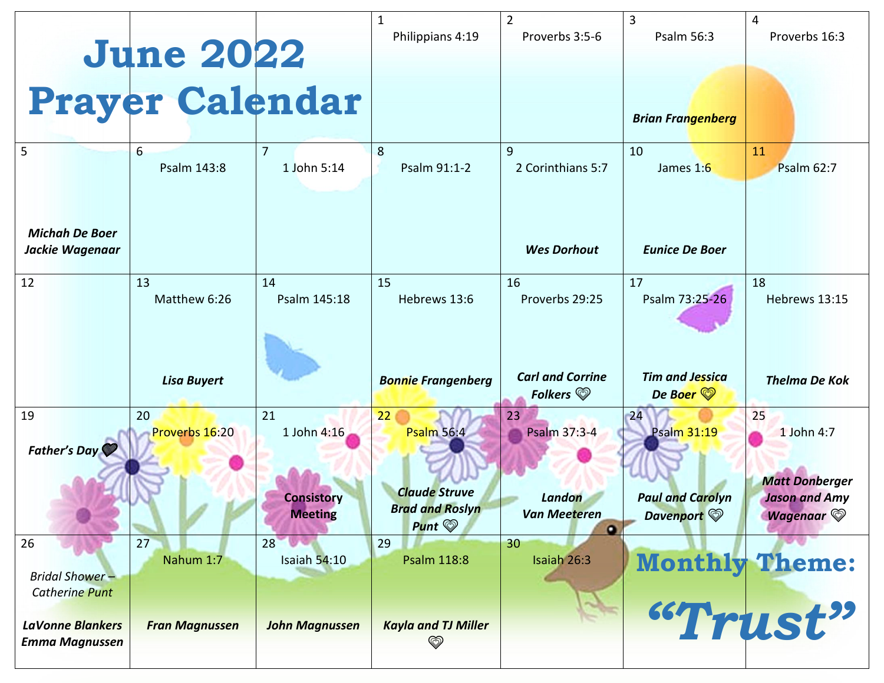# June 2022 Prayer Calendar

| | | | | | | |
|---|---|---|---|---|---|---|
| | | | 1<br>Philippians 4:19 | 2<br>Proverbs 3:5-6 | 3<br>Psalm 56:3<br>***Brian Frangenberg*** | 4<br>Proverbs 16:3 |
| 5<br>***Michah De Boer***<br>***Jackie Wagenaar*** | 6<br>Psalm 143:8 | 7<br>1 John 5:14 | 8<br>Psalm 91:1-2 | 9<br>2 Corinthians 5:7<br>***Wes Dorhout*** | 10<br>James 1:6<br>***Eunice De Boer*** | 11<br>Psalm 62:7 |
| 12 | 13<br>Matthew 6:26<br>***Lisa Buyert*** | 14<br>Psalm 145:18 | 15<br>Hebrews 13:6<br>***Bonnie Frangenberg*** | 16<br>Proverbs 29:25<br>***Carl and Corrine Folkers*** ♡ | 17<br>Psalm 73:25-26<br>***Tim and Jessica De Boer*** ♡ | 18<br>Hebrews 13:15<br>***Thelma De Kok*** |
| 19<br>***Father's Day*** ♡ | 20<br>Proverbs 16:20 | 21<br>1 John 4:16<br>**Consistory Meeting** | 22<br>Psalm 56:4<br>***Claude Struve***<br>***Brad and Roslyn Punt*** ♡ | 23<br>Psalm 37:3-4<br>***Landon Van Meeteren*** | 24<br>Psalm 31:19<br>***Paul and Carolyn Davenport*** ♡ | 25<br>1 John 4:7<br>***Matt Donberger***<br>***Jason and Amy Wagenaar*** ♡ |
| 26<br>*Bridal Shower – Catherine Punt*<br>***LaVonne Blankers***<br>***Emma Magnussen*** | 27<br>Nahum 1:7<br>***Fran Magnussen*** | 28<br>Isaiah 54:10<br>***John Magnussen*** | 29<br>Psalm 118:8<br>***Kayla and TJ Miller*** ♡ | 30<br>Isaiah 26:3 | | |

## Monthly Theme:

# *"Trust"*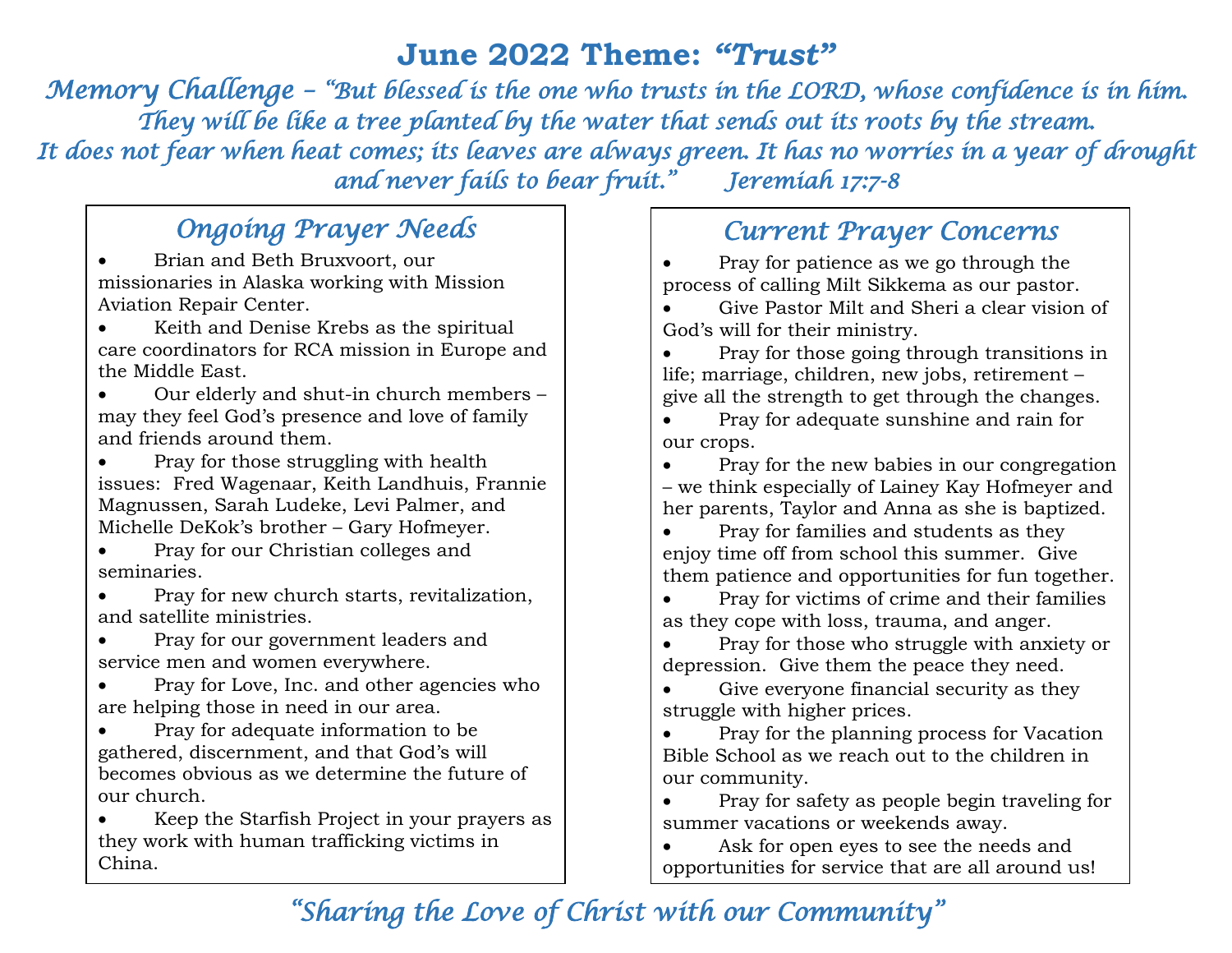# June 2022 Theme: *"Trust"*

*Memory Challenge – "But blessed is the one who trusts in the LORD, whose confidence is in him. They will be like a tree planted by the water that sends out its roots by the stream. It does not fear when heat comes; its leaves are always green. It has no worries in a year of drought and never fails to bear fruit."  Jeremiah 17:7-8*

## *Ongoing Prayer Needs*

- Brian and Beth Bruxvoort, our missionaries in Alaska working with Mission Aviation Repair Center.
- Keith and Denise Krebs as the spiritual care coordinators for RCA mission in Europe and the Middle East.
- Our elderly and shut-in church members – may they feel God's presence and love of family and friends around them.
- Pray for those struggling with health issues: Fred Wagenaar, Keith Landhuis, Frannie Magnussen, Sarah Ludeke, Levi Palmer, and Michelle DeKok's brother – Gary Hofmeyer.
- Pray for our Christian colleges and seminaries.
- Pray for new church starts, revitalization, and satellite ministries.
- Pray for our government leaders and service men and women everywhere.
- Pray for Love, Inc. and other agencies who are helping those in need in our area.
- Pray for adequate information to be gathered, discernment, and that God's will becomes obvious as we determine the future of our church.
- Keep the Starfish Project in your prayers as they work with human trafficking victims in China.

## *Current Prayer Concerns*

- Pray for patience as we go through the process of calling Milt Sikkema as our pastor.
- Give Pastor Milt and Sheri a clear vision of God's will for their ministry.
- Pray for those going through transitions in life; marriage, children, new jobs, retirement – give all the strength to get through the changes.
- Pray for adequate sunshine and rain for our crops.
- Pray for the new babies in our congregation – we think especially of Lainey Kay Hofmeyer and her parents, Taylor and Anna as she is baptized.
- Pray for families and students as they enjoy time off from school this summer. Give them patience and opportunities for fun together.
- Pray for victims of crime and their families as they cope with loss, trauma, and anger.
- Pray for those who struggle with anxiety or depression. Give them the peace they need.
- Give everyone financial security as they struggle with higher prices.
- Pray for the planning process for Vacation Bible School as we reach out to the children in our community.
- Pray for safety as people begin traveling for summer vacations or weekends away.
- Ask for open eyes to see the needs and opportunities for service that are all around us!

*"Sharing the Love of Christ with our Community"*